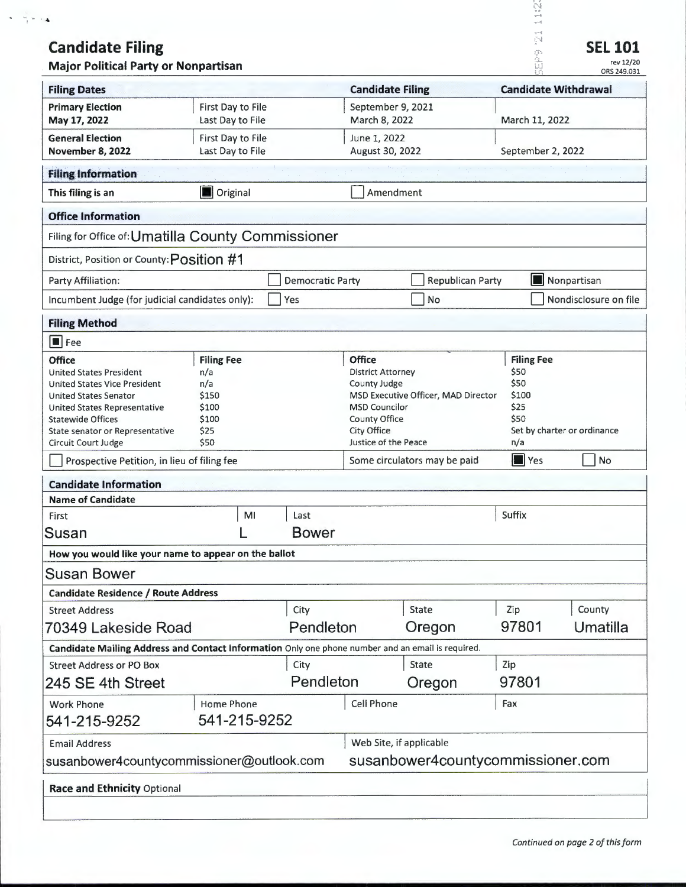# Candidate Filing

**Major Political Party or Nonpartisan**

**SEL 101**
rev 12/20
ORS 249.031

SEP 9 '21 11:2

| Filing Dates | | Candidate Filing | Candidate Withdrawal |
|---|---|---|---|
| **Primary Election** May 17, 2022 | First Day to File / Last Day to File | September 9, 2021 / March 8, 2022 | March 11, 2022 |
| **General Election** November 8, 2022 | First Day to File / Last Day to File | June 1, 2022 / August 30, 2022 | September 2, 2022 |

## Filing Information

This filing is an ☒ Original ☐ Amendment

## Office Information

Filing for Office of: Umatilla County Commissioner

District, Position or County: Position #1

Party Affiliation: ☐ Democratic Party ☐ Republican Party ☒ Nonpartisan

Incumbent Judge (for judicial candidates only): ☐ Yes ☐ No ☐ Nondisclosure on file

## Filing Method

☒ Fee

| Office | Filing Fee | Office | Filing Fee |
|---|---|---|---|
| United States President | n/a | District Attorney | $50 |
| United States Vice President | n/a | County Judge | $50 |
| United States Senator | $150 | MSD Executive Officer, MAD Director | $100 |
| United States Representative | $100 | MSD Councilor | $25 |
| Statewide Offices | $100 | County Office | $50 |
| State senator or Representative | $25 | City Office | Set by charter or ordinance |
| Circuit Court Judge | $50 | Justice of the Peace | n/a |

☐ Prospective Petition, in lieu of filing fee

Some circulators may be paid ☒ Yes ☐ No

## Candidate Information

**Name of Candidate**

| First | MI | Last | Suffix |
|---|---|---|---|
| Susan | L | Bower | |

**How you would like your name to appear on the ballot**

Susan Bower

**Candidate Residence / Route Address**

| Street Address | City | State | Zip | County |
|---|---|---|---|---|
| 70349 Lakeside Road | Pendleton | Oregon | 97801 | Umatilla |

**Candidate Mailing Address and Contact Information** Only one phone number and an email is required.

| Street Address or PO Box | City | State | Zip |
|---|---|---|---|
| 245 SE 4th Street | Pendleton | Oregon | 97801 |

| Work Phone | Home Phone | Cell Phone | Fax |
|---|---|---|---|
| 541-215-9252 | 541-215-9252 | | |

| Email Address | Web Site, if applicable |
|---|---|
| susanbower4countycommissioner@outlook.com | susanbower4countycommissioner.com |

**Race and Ethnicity** Optional

*Continued on page 2 of this form*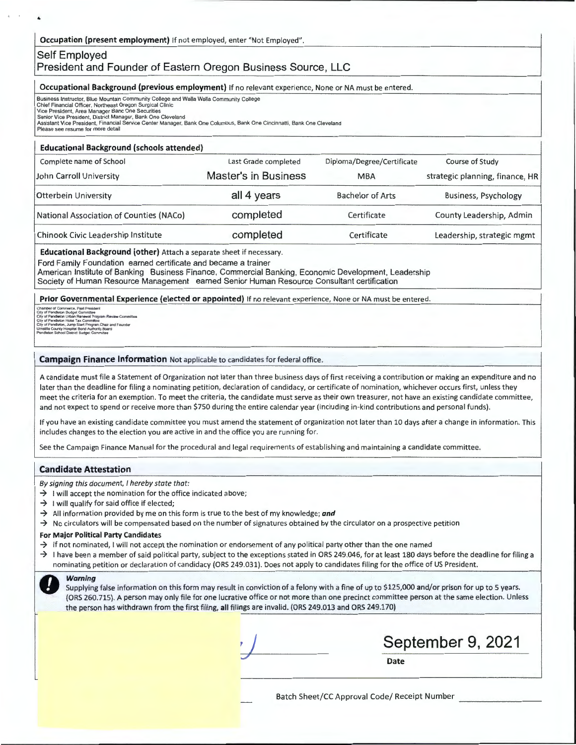**Occupation (present employment)** If not employed, enter "Not Employed".

Self Employed
President and Founder of Eastern Oregon Business Source, LLC

**Occupational Background (previous employment)** If no relevant experience, None or NA must be entered.

Business Instructor, Blue Mountain Community College and Walla Walla Community College
Chief Financial Officer, Northeast Oregon Surgical Clinic
Vice President, Area Manager Banc One Securities
Senior Vice President, District Manager, Bank One Cleveland
Assistant Vice President, Financial Service Center Manager, Bank One Columbus, Bank One Cincinnati, Bank One Cleveland
Please see resume for more detail

**Educational Background (schools attended)**

| Complete name of School | Last Grade completed | Diploma/Degree/Certificate | Course of Study |
|---|---|---|---|
| John Carroll University | Master's in Business | MBA | strategic planning, finance, HR |
| Otterbein University | all 4 years | Bachelor of Arts | Business, Psychology |
| National Association of Counties (NACo) | completed | Certificate | County Leadership, Admin |
| Chinook Civic Leadership Institute | completed | Certificate | Leadership, strategic mgmt |

**Educational Background (other)** Attach a separate sheet if necessary.

Ford Family Foundation earned certificate and became a trainer
American Institute of Banking Business Finance, Commercial Banking, Economic Development, Leadership
Society of Human Resource Management earned Senior Human Resource Consultant certification

**Prior Governmental Experience (elected or appointed)** If no relevant experience, None or NA must be entered.

Chamber of Commerce, Past President
City of Pendleton Budget Committee
City of Pendleton Urban Renewal Program Review Committee
City of Pendleton Hotel Tax Committee
City of Pendleton, Jump Start Program Chair and Founder
Umatilla County Hospital Bond Authority Board
Pendleton School District Budget Committee

## Campaign Finance Information

Not applicable to candidates for federal office.

A candidate must file a Statement of Organization not later than three business days of first receiving a contribution or making an expenditure and no later than the deadline for filing a nominating petition, declaration of candidacy, or certificate of nomination, whichever occurs first, unless they meet the criteria for an exemption. To meet the criteria, the candidate must serve as their own treasurer, not have an existing candidate committee, and not expect to spend or receive more than $750 during the entire calendar year (including in-kind contributions and personal funds).

If you have an existing candidate committee you must amend the statement of organization not later than 10 days after a change in information. This includes changes to the election you are active in and the office you are running for.

See the Campaign Finance Manual for the procedural and legal requirements of establishing and maintaining a candidate committee.

## Candidate Attestation

*By signing this document, I hereby state that:*

- → I will accept the nomination for the office indicated above;
- → I will qualify for said office if elected;
- → All information provided by me on this form is true to the best of my knowledge; ***and***
- → No circulators will be compensated based on the number of signatures obtained by the circulator on a prospective petition

**For Major Political Party Candidates**

- → If not nominated, I will not accept the nomination or endorsement of any political party other than the one named
- → I have been a member of said political party, subject to the exceptions stated in ORS 249.046, for at least 180 days before the deadline for filing a nominating petition or declaration of candidacy (ORS 249.031). Does not apply to candidates filing for the office of US President.

***Warning***

Supplying false information on this form may result in conviction of a felony with a fine of up to $125,000 and/or prison for up to 5 years. (ORS 260.715). A person may only file for one lucrative office or not more than one precinct committee person at the same election. Unless the person has withdrawn from the first filing, **all** filings are invalid. (ORS 249.013 and ORS 249.170)

September 9, 2021
**Date**

Batch Sheet/CC Approval Code/ Receipt Number